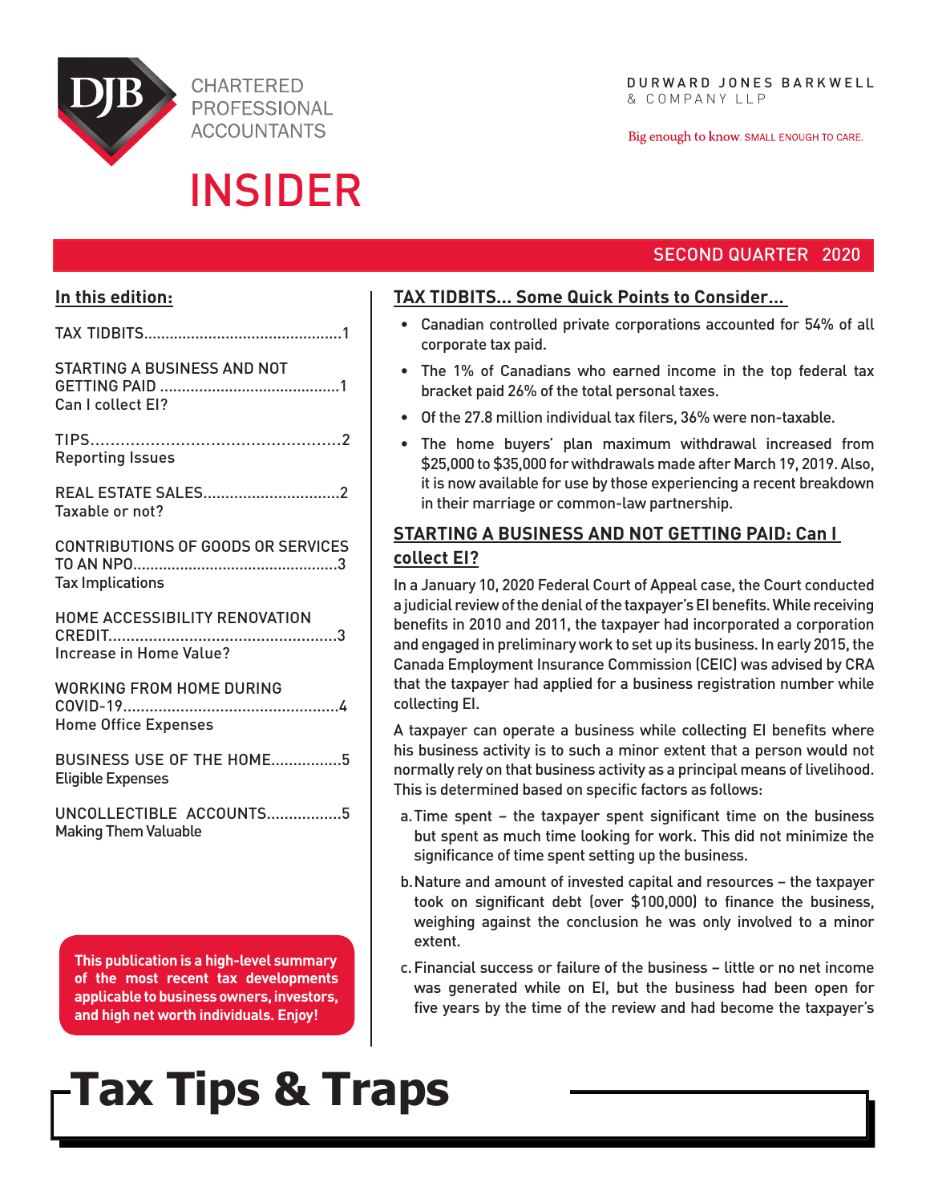DJB CHARTERED PROFESSIONAL ACCOUNTANTS

DURWARD JONES BARKWELL & COMPANY LLP

Big enough to know. SMALL ENOUGH TO CARE.

# INSIDER

SECOND QUARTER 2020

**In this edition:**

TAX TIDBITS.............................................1

STARTING A BUSINESS AND NOT GETTING PAID ..........................................1
Can I collect EI?

TIPS..................................................2
Reporting Issues

REAL ESTATE SALES...............................2
Taxable or not?

CONTRIBUTIONS OF GOODS OR SERVICES TO AN NPO................................................3
Tax Implications

HOME ACCESSIBILITY RENOVATION CREDIT....................................................3
Increase in Home Value?

WORKING FROM HOME DURING COVID-19.................................................4
Home Office Expenses

BUSINESS USE OF THE HOME................5
Eligible Expenses

UNCOLLECTIBLE ACCOUNTS.................5
Making Them Valuable

**This publication is a high-level summary of the most recent tax developments applicable to business owners, investors, and high net worth individuals. Enjoy!**

## TAX TIDBITS... Some Quick Points to Consider...

- Canadian controlled private corporations accounted for 54% of all corporate tax paid.
- The 1% of Canadians who earned income in the top federal tax bracket paid 26% of the total personal taxes.
- Of the 27.8 million individual tax filers, 36% were non-taxable.
- The home buyers' plan maximum withdrawal increased from $25,000 to $35,000 for withdrawals made after March 19, 2019. Also, it is now available for use by those experiencing a recent breakdown in their marriage or common-law partnership.

## STARTING A BUSINESS AND NOT GETTING PAID: Can I collect EI?

In a January 10, 2020 Federal Court of Appeal case, the Court conducted a judicial review of the denial of the taxpayer's EI benefits. While receiving benefits in 2010 and 2011, the taxpayer had incorporated a corporation and engaged in preliminary work to set up its business. In early 2015, the Canada Employment Insurance Commission (CEIC) was advised by CRA that the taxpayer had applied for a business registration number while collecting EI.

A taxpayer can operate a business while collecting EI benefits where his business activity is to such a minor extent that a person would not normally rely on that business activity as a principal means of livelihood. This is determined based on specific factors as follows:

a. Time spent – the taxpayer spent significant time on the business but spent as much time looking for work. This did not minimize the significance of time spent setting up the business.

b. Nature and amount of invested capital and resources – the taxpayer took on significant debt (over $100,000) to finance the business, weighing against the conclusion he was only involved to a minor extent.

c. Financial success or failure of the business – little or no net income was generated while on EI, but the business had been open for five years by the time of the review and had become the taxpayer's

# Tax Tips & Traps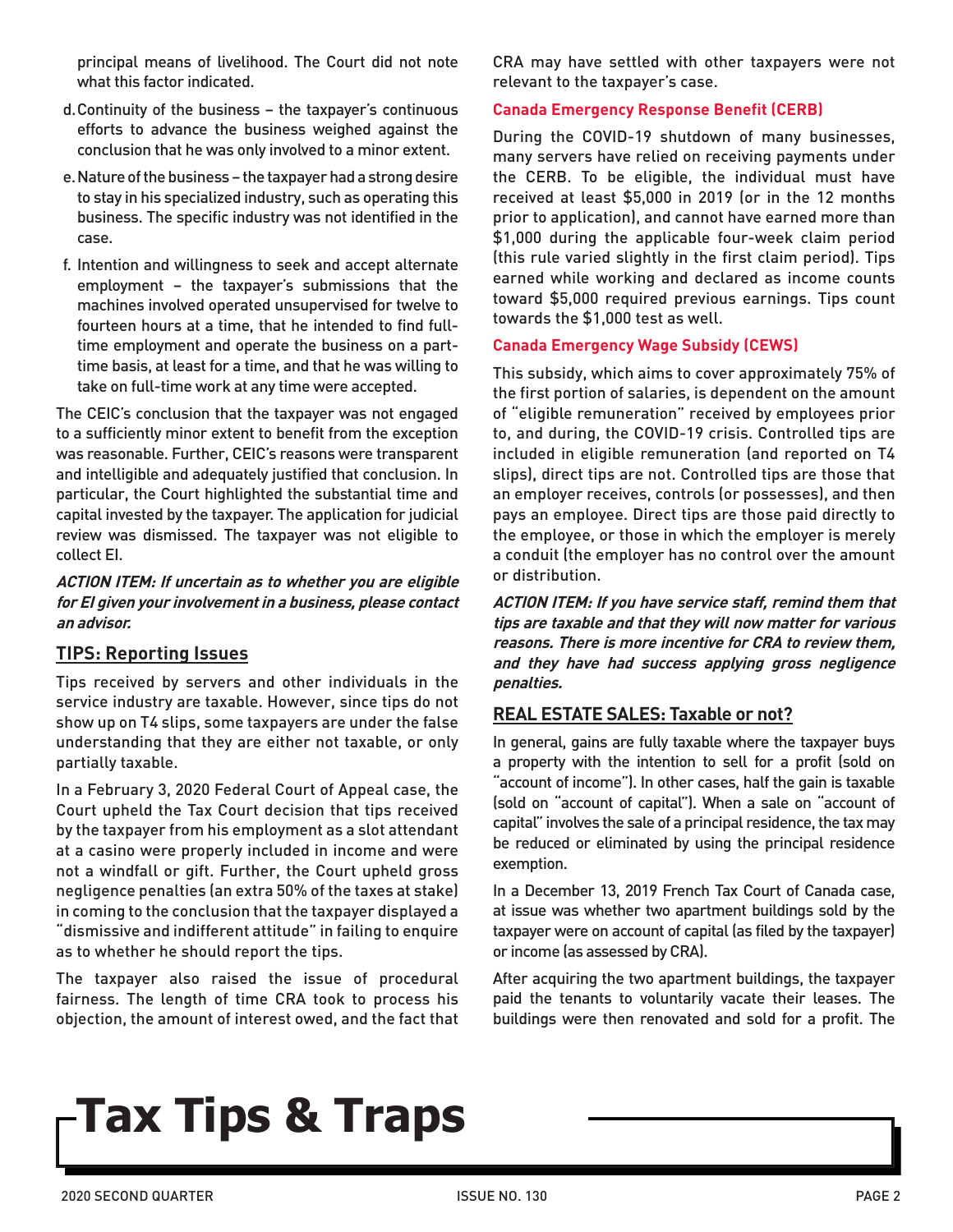principal means of livelihood. The Court did not note what this factor indicated.

d. Continuity of the business – the taxpayer's continuous efforts to advance the business weighed against the conclusion that he was only involved to a minor extent.

e. Nature of the business – the taxpayer had a strong desire to stay in his specialized industry, such as operating this business. The specific industry was not identified in the case.

f. Intention and willingness to seek and accept alternate employment – the taxpayer's submissions that the machines involved operated unsupervised for twelve to fourteen hours at a time, that he intended to find full-time employment and operate the business on a part-time basis, at least for a time, and that he was willing to take on full-time work at any time were accepted.

The CEIC's conclusion that the taxpayer was not engaged to a sufficiently minor extent to benefit from the exception was reasonable. Further, CEIC's reasons were transparent and intelligible and adequately justified that conclusion. In particular, the Court highlighted the substantial time and capital invested by the taxpayer. The application for judicial review was dismissed. The taxpayer was not eligible to collect EI.

***ACTION ITEM: If uncertain as to whether you are eligible for EI given your involvement in a business, please contact an advisor.***

## TIPS: Reporting Issues

Tips received by servers and other individuals in the service industry are taxable. However, since tips do not show up on T4 slips, some taxpayers are under the false understanding that they are either not taxable, or only partially taxable.

In a February 3, 2020 Federal Court of Appeal case, the Court upheld the Tax Court decision that tips received by the taxpayer from his employment as a slot attendant at a casino were properly included in income and were not a windfall or gift. Further, the Court upheld gross negligence penalties (an extra 50% of the taxes at stake) in coming to the conclusion that the taxpayer displayed a "dismissive and indifferent attitude" in failing to enquire as to whether he should report the tips.

The taxpayer also raised the issue of procedural fairness. The length of time CRA took to process his objection, the amount of interest owed, and the fact that CRA may have settled with other taxpayers were not relevant to the taxpayer's case.

### Canada Emergency Response Benefit (CERB)

During the COVID-19 shutdown of many businesses, many servers have relied on receiving payments under the CERB. To be eligible, the individual must have received at least $5,000 in 2019 (or in the 12 months prior to application), and cannot have earned more than $1,000 during the applicable four-week claim period (this rule varied slightly in the first claim period). Tips earned while working and declared as income counts toward $5,000 required previous earnings. Tips count towards the $1,000 test as well.

### Canada Emergency Wage Subsidy (CEWS)

This subsidy, which aims to cover approximately 75% of the first portion of salaries, is dependent on the amount of "eligible remuneration" received by employees prior to, and during, the COVID-19 crisis. Controlled tips are included in eligible remuneration (and reported on T4 slips), direct tips are not. Controlled tips are those that an employer receives, controls (or possesses), and then pays an employee. Direct tips are those paid directly to the employee, or those in which the employer is merely a conduit (the employer has no control over the amount or distribution.

***ACTION ITEM: If you have service staff, remind them that tips are taxable and that they will now matter for various reasons. There is more incentive for CRA to review them, and they have had success applying gross negligence penalties.***

## REAL ESTATE SALES: Taxable or not?

In general, gains are fully taxable where the taxpayer buys a property with the intention to sell for a profit (sold on "account of income"). In other cases, half the gain is taxable (sold on "account of capital"). When a sale on "account of capital" involves the sale of a principal residence, the tax may be reduced or eliminated by using the principal residence exemption.

In a December 13, 2019 French Tax Court of Canada case, at issue was whether two apartment buildings sold by the taxpayer were on account of capital (as filed by the taxpayer) or income (as assessed by CRA).

After acquiring the two apartment buildings, the taxpayer paid the tenants to voluntarily vacate their leases. The buildings were then renovated and sold for a profit. The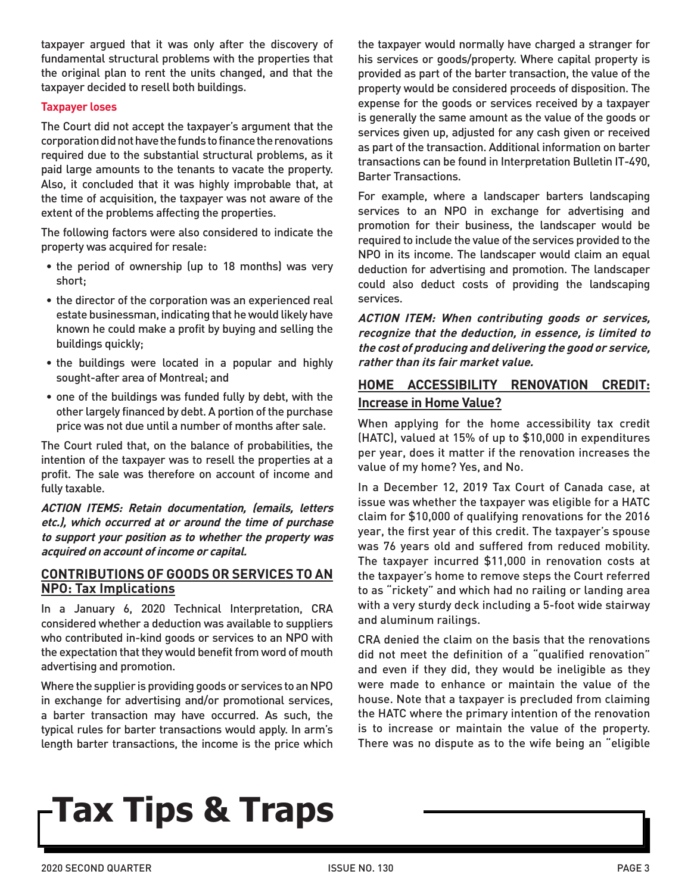taxpayer argued that it was only after the discovery of fundamental structural problems with the properties that the original plan to rent the units changed, and that the taxpayer decided to resell both buildings.

**Taxpayer loses**

The Court did not accept the taxpayer's argument that the corporation did not have the funds to finance the renovations required due to the substantial structural problems, as it paid large amounts to the tenants to vacate the property. Also, it concluded that it was highly improbable that, at the time of acquisition, the taxpayer was not aware of the extent of the problems affecting the properties.

The following factors were also considered to indicate the property was acquired for resale:

- the period of ownership (up to 18 months) was very short;
- the director of the corporation was an experienced real estate businessman, indicating that he would likely have known he could make a profit by buying and selling the buildings quickly;
- the buildings were located in a popular and highly sought-after area of Montreal; and
- one of the buildings was funded fully by debt, with the other largely financed by debt. A portion of the purchase price was not due until a number of months after sale.

The Court ruled that, on the balance of probabilities, the intention of the taxpayer was to resell the properties at a profit. The sale was therefore on account of income and fully taxable.

***ACTION ITEMS: Retain documentation, (emails, letters etc.), which occurred at or around the time of purchase to support your position as to whether the property was acquired on account of income or capital.***

## CONTRIBUTIONS OF GOODS OR SERVICES TO AN NPO: Tax Implications

In a January 6, 2020 Technical Interpretation, CRA considered whether a deduction was available to suppliers who contributed in-kind goods or services to an NPO with the expectation that they would benefit from word of mouth advertising and promotion.

Where the supplier is providing goods or services to an NPO in exchange for advertising and/or promotional services, a barter transaction may have occurred. As such, the typical rules for barter transactions would apply. In arm's length barter transactions, the income is the price which the taxpayer would normally have charged a stranger for his services or goods/property. Where capital property is provided as part of the barter transaction, the value of the property would be considered proceeds of disposition. The expense for the goods or services received by a taxpayer is generally the same amount as the value of the goods or services given up, adjusted for any cash given or received as part of the transaction. Additional information on barter transactions can be found in Interpretation Bulletin IT-490, Barter Transactions.

For example, where a landscaper barters landscaping services to an NPO in exchange for advertising and promotion for their business, the landscaper would be required to include the value of the services provided to the NPO in its income. The landscaper would claim an equal deduction for advertising and promotion. The landscaper could also deduct costs of providing the landscaping services.

***ACTION ITEM: When contributing goods or services, recognize that the deduction, in essence, is limited to the cost of producing and delivering the good or service, rather than its fair market value.***

## HOME ACCESSIBILITY RENOVATION CREDIT: Increase in Home Value?

When applying for the home accessibility tax credit (HATC), valued at 15% of up to $10,000 in expenditures per year, does it matter if the renovation increases the value of my home? Yes, and No.

In a December 12, 2019 Tax Court of Canada case, at issue was whether the taxpayer was eligible for a HATC claim for $10,000 of qualifying renovations for the 2016 year, the first year of this credit. The taxpayer's spouse was 76 years old and suffered from reduced mobility. The taxpayer incurred $11,000 in renovation costs at the taxpayer's home to remove steps the Court referred to as "rickety" and which had no railing or landing area with a very sturdy deck including a 5-foot wide stairway and aluminum railings.

CRA denied the claim on the basis that the renovations did not meet the definition of a "qualified renovation" and even if they did, they would be ineligible as they were made to enhance or maintain the value of the house. Note that a taxpayer is precluded from claiming the HATC where the primary intention of the renovation is to increase or maintain the value of the property. There was no dispute as to the wife being an "eligible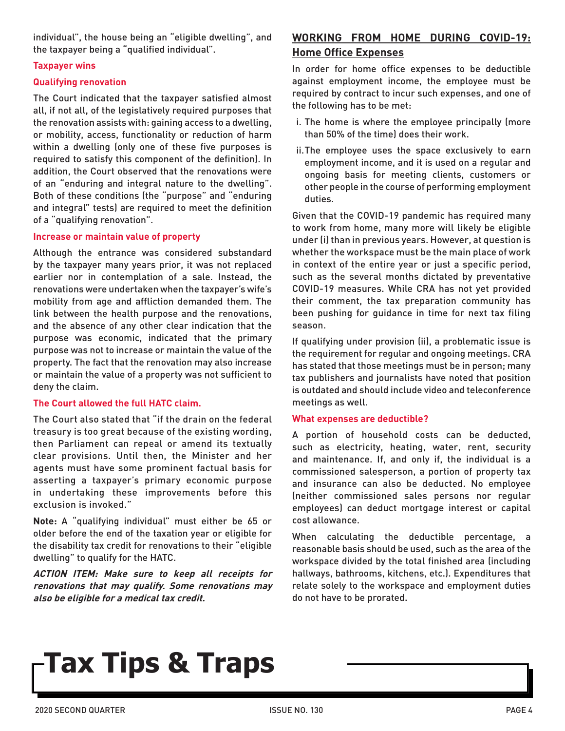individual", the house being an "eligible dwelling", and the taxpayer being a "qualified individual".

### Taxpayer wins

### Qualifying renovation

The Court indicated that the taxpayer satisfied almost all, if not all, of the legislatively required purposes that the renovation assists with: gaining access to a dwelling, or mobility, access, functionality or reduction of harm within a dwelling (only one of these five purposes is required to satisfy this component of the definition). In addition, the Court observed that the renovations were of an "enduring and integral nature to the dwelling". Both of these conditions (the "purpose" and "enduring and integral" tests) are required to meet the definition of a "qualifying renovation".

### Increase or maintain value of property

Although the entrance was considered substandard by the taxpayer many years prior, it was not replaced earlier nor in contemplation of a sale. Instead, the renovations were undertaken when the taxpayer's wife's mobility from age and affliction demanded them. The link between the health purpose and the renovations, and the absence of any other clear indication that the purpose was economic, indicated that the primary purpose was not to increase or maintain the value of the property. The fact that the renovation may also increase or maintain the value of a property was not sufficient to deny the claim.

### The Court allowed the full HATC claim.

The Court also stated that "if the drain on the federal treasury is too great because of the existing wording, then Parliament can repeal or amend its textually clear provisions. Until then, the Minister and her agents must have some prominent factual basis for asserting a taxpayer's primary economic purpose in undertaking these improvements before this exclusion is invoked."

**Note:** A "qualifying individual" must either be 65 or older before the end of the taxation year or eligible for the disability tax credit for renovations to their "eligible dwelling" to qualify for the HATC.

***ACTION ITEM: Make sure to keep all receipts for renovations that may qualify. Some renovations may also be eligible for a medical tax credit.***

## WORKING FROM HOME DURING COVID-19: Home Office Expenses

In order for home office expenses to be deductible against employment income, the employee must be required by contract to incur such expenses, and one of the following has to be met:

i. The home is where the employee principally (more than 50% of the time) does their work.

ii. The employee uses the space exclusively to earn employment income, and it is used on a regular and ongoing basis for meeting clients, customers or other people in the course of performing employment duties.

Given that the COVID-19 pandemic has required many to work from home, many more will likely be eligible under (i) than in previous years. However, at question is whether the workspace must be the main place of work in context of the entire year or just a specific period, such as the several months dictated by preventative COVID-19 measures. While CRA has not yet provided their comment, the tax preparation community has been pushing for guidance in time for next tax filing season.

If qualifying under provision (ii), a problematic issue is the requirement for regular and ongoing meetings. CRA has stated that those meetings must be in person; many tax publishers and journalists have noted that position is outdated and should include video and teleconference meetings as well.

### What expenses are deductible?

A portion of household costs can be deducted, such as electricity, heating, water, rent, security and maintenance. If, and only if, the individual is a commissioned salesperson, a portion of property tax and insurance can also be deducted. No employee (neither commissioned sales persons nor regular employees) can deduct mortgage interest or capital cost allowance.

When calculating the deductible percentage, a reasonable basis should be used, such as the area of the workspace divided by the total finished area (including hallways, bathrooms, kitchens, etc.). Expenditures that relate solely to the workspace and employment duties do not have to be prorated.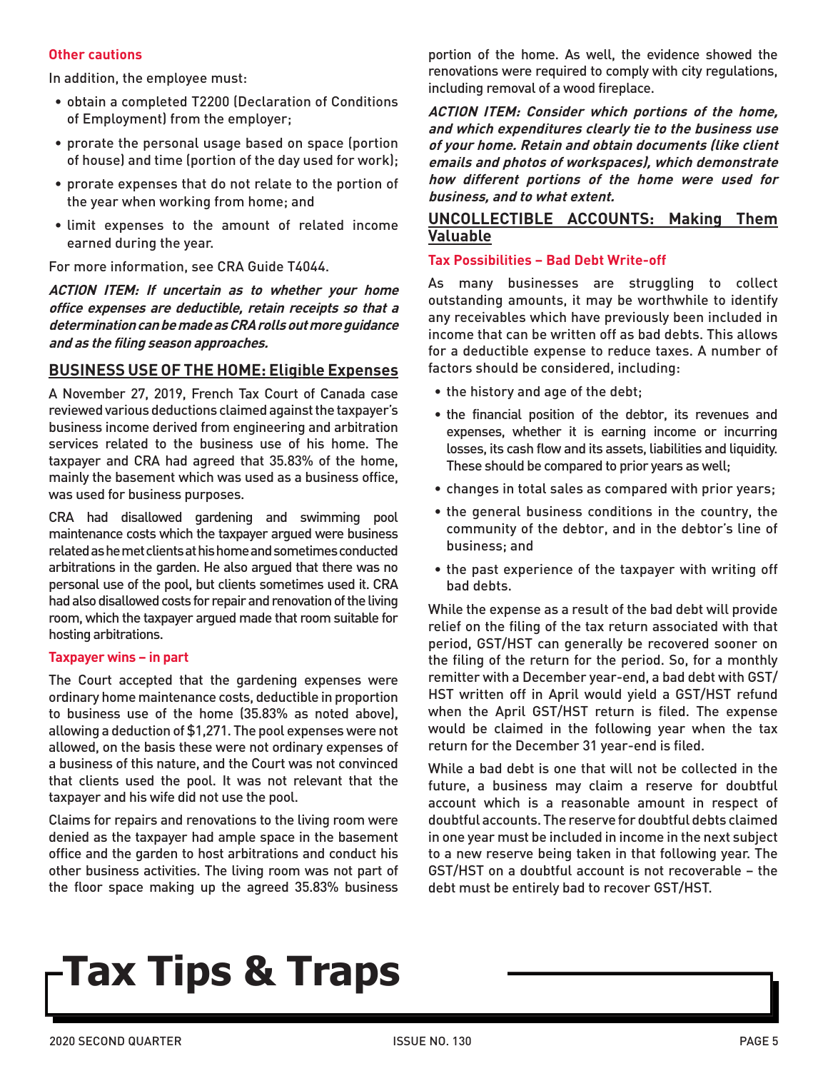### Other cautions

In addition, the employee must:

- obtain a completed T2200 (Declaration of Conditions of Employment) from the employer;
- prorate the personal usage based on space (portion of house) and time (portion of the day used for work);
- prorate expenses that do not relate to the portion of the year when working from home; and
- limit expenses to the amount of related income earned during the year.

For more information, see CRA Guide T4044.

***ACTION ITEM: If uncertain as to whether your home office expenses are deductible, retain receipts so that a determination can be made as CRA rolls out more guidance and as the filing season approaches.***

## BUSINESS USE OF THE HOME: Eligible Expenses

A November 27, 2019, French Tax Court of Canada case reviewed various deductions claimed against the taxpayer's business income derived from engineering and arbitration services related to the business use of his home. The taxpayer and CRA had agreed that 35.83% of the home, mainly the basement which was used as a business office, was used for business purposes.

CRA had disallowed gardening and swimming pool maintenance costs which the taxpayer argued were business related as he met clients at his home and sometimes conducted arbitrations in the garden. He also argued that there was no personal use of the pool, but clients sometimes used it. CRA had also disallowed costs for repair and renovation of the living room, which the taxpayer argued made that room suitable for hosting arbitrations.

### Taxpayer wins – in part

The Court accepted that the gardening expenses were ordinary home maintenance costs, deductible in proportion to business use of the home (35.83% as noted above), allowing a deduction of $1,271. The pool expenses were not allowed, on the basis these were not ordinary expenses of a business of this nature, and the Court was not convinced that clients used the pool. It was not relevant that the taxpayer and his wife did not use the pool.

Claims for repairs and renovations to the living room were denied as the taxpayer had ample space in the basement office and the garden to host arbitrations and conduct his other business activities. The living room was not part of the floor space making up the agreed 35.83% business portion of the home. As well, the evidence showed the renovations were required to comply with city regulations, including removal of a wood fireplace.

***ACTION ITEM: Consider which portions of the home, and which expenditures clearly tie to the business use of your home. Retain and obtain documents (like client emails and photos of workspaces), which demonstrate how different portions of the home were used for business, and to what extent.***

## UNCOLLECTIBLE ACCOUNTS: Making Them Valuable

### Tax Possibilities – Bad Debt Write-off

As many businesses are struggling to collect outstanding amounts, it may be worthwhile to identify any receivables which have previously been included in income that can be written off as bad debts. This allows for a deductible expense to reduce taxes. A number of factors should be considered, including:

- the history and age of the debt;
- the financial position of the debtor, its revenues and expenses, whether it is earning income or incurring losses, its cash flow and its assets, liabilities and liquidity. These should be compared to prior years as well;
- changes in total sales as compared with prior years;
- the general business conditions in the country, the community of the debtor, and in the debtor's line of business; and
- the past experience of the taxpayer with writing off bad debts.

While the expense as a result of the bad debt will provide relief on the filing of the tax return associated with that period, GST/HST can generally be recovered sooner on the filing of the return for the period. So, for a monthly remitter with a December year-end, a bad debt with GST/HST written off in April would yield a GST/HST refund when the April GST/HST return is filed. The expense would be claimed in the following year when the tax return for the December 31 year-end is filed.

While a bad debt is one that will not be collected in the future, a business may claim a reserve for doubtful account which is a reasonable amount in respect of doubtful accounts. The reserve for doubtful debts claimed in one year must be included in income in the next subject to a new reserve being taken in that following year. The GST/HST on a doubtful account is not recoverable – the debt must be entirely bad to recover GST/HST.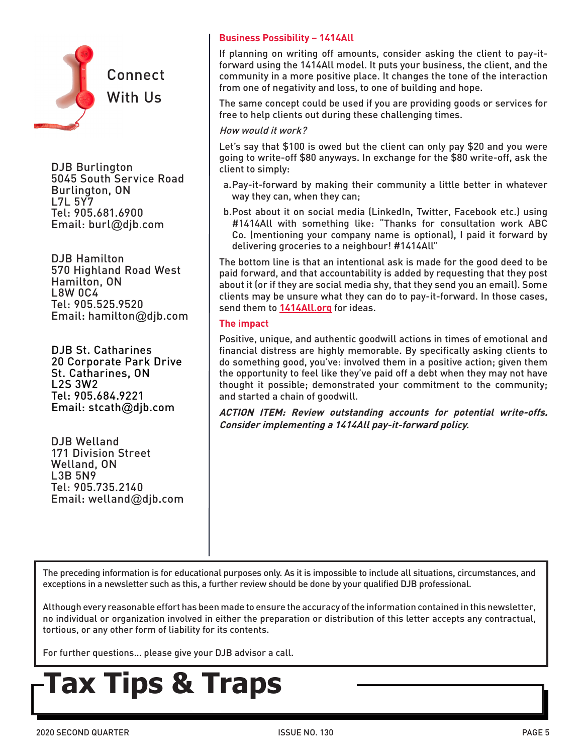Connect With Us

DJB Burlington
5045 South Service Road
Burlington, ON
L7L 5Y7
Tel: 905.681.6900
Email: burl@djb.com

DJB Hamilton
570 Highland Road West
Hamilton, ON
L8W 0C4
Tel: 905.525.9520
Email: hamilton@djb.com

DJB St. Catharines
20 Corporate Park Drive
St. Catharines, ON
L2S 3W2
Tel: 905.684.9221
Email: stcath@djb.com

DJB Welland
171 Division Street
Welland, ON
L3B 5N9
Tel: 905.735.2140
Email: welland@djb.com

### Business Possibility – 1414All

If planning on writing off amounts, consider asking the client to pay-it-forward using the 1414All model. It puts your business, the client, and the community in a more positive place. It changes the tone of the interaction from one of negativity and loss, to one of building and hope.

The same concept could be used if you are providing goods or services for free to help clients out during these challenging times.

*How would it work?*

Let's say that $100 is owed but the client can only pay $20 and you were going to write-off $80 anyways. In exchange for the $80 write-off, ask the client to simply:

a. Pay-it-forward by making their community a little better in whatever way they can, when they can;

b. Post about it on social media (LinkedIn, Twitter, Facebook etc.) using #1414All with something like: "Thanks for consultation work ABC Co. (mentioning your company name is optional), I paid it forward by delivering groceries to a neighbour! #1414All"

The bottom line is that an intentional ask is made for the good deed to be paid forward, and that accountability is added by requesting that they post about it (or if they are social media shy, that they send you an email). Some clients may be unsure what they can do to pay-it-forward. In those cases, send them to 1414All.org for ideas.

### The impact

Positive, unique, and authentic goodwill actions in times of emotional and financial distress are highly memorable. By specifically asking clients to do something good, you've: involved them in a positive action; given them the opportunity to feel like they've paid off a debt when they may not have thought it possible; demonstrated your commitment to the community; and started a chain of goodwill.

***ACTION ITEM: Review outstanding accounts for potential write-offs. Consider implementing a 1414All pay-it-forward policy.***

The preceding information is for educational purposes only. As it is impossible to include all situations, circumstances, and exceptions in a newsletter such as this, a further review should be done by your qualified DJB professional.

Although every reasonable effort has been made to ensure the accuracy of the information contained in this newsletter, no individual or organization involved in either the preparation or distribution of this letter accepts any contractual, tortious, or any other form of liability for its contents.

For further questions... please give your DJB advisor a call.

# Tax Tips & Traps